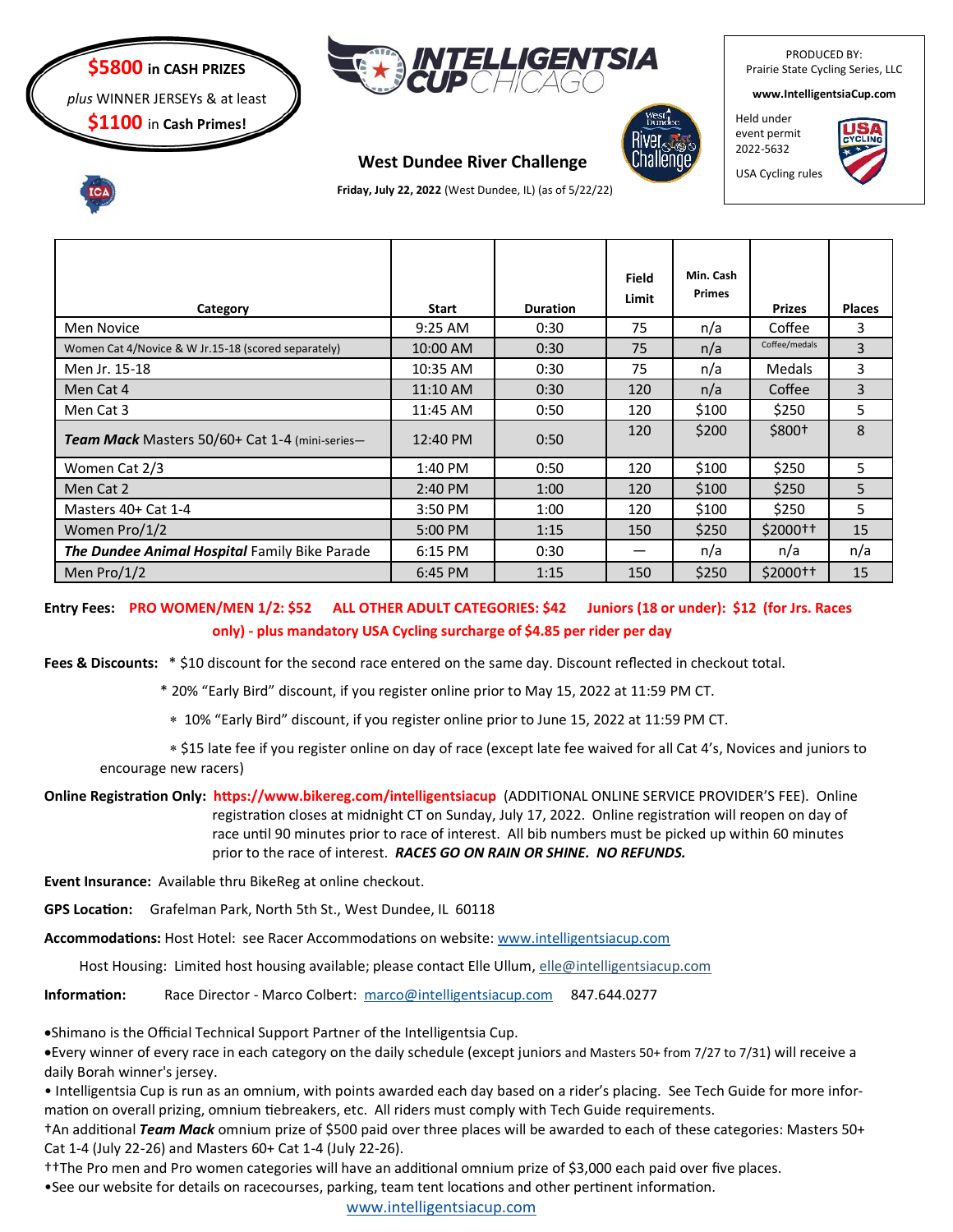**$5800 in CASH PRIZES**
*plus* WINNER JERSEYs & at least
**$1100 in Cash Primes!**

# INTELLIGENTSIA CUP CHICAGO

## West Dundee River Challenge

**Friday, July 22, 2022** (West Dundee, IL) (as of 5/22/22)

PRODUCED BY:
Prairie State Cycling Series, LLC

**www.IntelligentsiaCup.com**

Held under event permit 2022-5632

USA Cycling rules

| Category | Start | Duration | Field Limit | Min. Cash Primes | Prizes | Places |
|---|---|---|---|---|---|---|
| Men Novice | 9:25 AM | 0:30 | 75 | n/a | Coffee | 3 |
| Women Cat 4/Novice & W Jr.15-18 (scored separately) | 10:00 AM | 0:30 | 75 | n/a | Coffee/medals | 3 |
| Men Jr. 15-18 | 10:35 AM | 0:30 | 75 | n/a | Medals | 3 |
| Men Cat 4 | 11:10 AM | 0:30 | 120 | n/a | Coffee | 3 |
| Men Cat 3 | 11:45 AM | 0:50 | 120 | $100 | $250 | 5 |
| ***Team Mack*** Masters 50/60+ Cat 1-4 (mini-series— | 12:40 PM | 0:50 | 120 | $200 | $800† | 8 |
| Women Cat 2/3 | 1:40 PM | 0:50 | 120 | $100 | $250 | 5 |
| Men Cat 2 | 2:40 PM | 1:00 | 120 | $100 | $250 | 5 |
| Masters 40+ Cat 1-4 | 3:50 PM | 1:00 | 120 | $100 | $250 | 5 |
| Women Pro/1/2 | 5:00 PM | 1:15 | 150 | $250 | $2000†† | 15 |
| ***The Dundee Animal Hospital*** Family Bike Parade | 6:15 PM | 0:30 | — | n/a | n/a | n/a |
| Men Pro/1/2 | 6:45 PM | 1:15 | 150 | $250 | $2000†† | 15 |

**Entry Fees:** **PRO WOMEN/MEN 1/2: $52 ALL OTHER ADULT CATEGORIES: $42 Juniors (18 or under): $12 (for Jrs. Races only) - plus mandatory USA Cycling surcharge of $4.85 per rider per day**

**Fees & Discounts:** * $10 discount for the second race entered on the same day. Discount reflected in checkout total.

* 20% "Early Bird" discount, if you register online prior to May 15, 2022 at 11:59 PM CT.

* 10% "Early Bird" discount, if you register online prior to June 15, 2022 at 11:59 PM CT.

* $15 late fee if you register online on day of race (except late fee waived for all Cat 4's, Novices and juniors to encourage new racers)

**Online Registration Only:** **https://www.bikereg.com/intelligentsiacup** (ADDITIONAL ONLINE SERVICE PROVIDER'S FEE). Online registration closes at midnight CT on Sunday, July 17, 2022. Online registration will reopen on day of race until 90 minutes prior to race of interest. All bib numbers must be picked up within 60 minutes prior to the race of interest. ***RACES GO ON RAIN OR SHINE. NO REFUNDS.***

**Event Insurance:** Available thru BikeReg at online checkout.

**GPS Location:** Grafelman Park, North 5th St., West Dundee, IL 60118

**Accommodations:** Host Hotel: see Racer Accommodations on website: www.intelligentsiacup.com

Host Housing: Limited host housing available; please contact Elle Ullum, elle@intelligentsiacup.com

**Information:** Race Director - Marco Colbert: marco@intelligentsiacup.com 847.644.0277

- Shimano is the Official Technical Support Partner of the Intelligentsia Cup.
- Every winner of every race in each category on the daily schedule (except juniors and Masters 50+ from 7/27 to 7/31) will receive a daily Borah winner's jersey.
- Intelligentsia Cup is run as an omnium, with points awarded each day based on a rider's placing. See Tech Guide for more information on overall prizing, omnium tiebreakers, etc. All riders must comply with Tech Guide requirements.

†An additional ***Team Mack*** omnium prize of $500 paid over three places will be awarded to each of these categories: Masters 50+ Cat 1-4 (July 22-26) and Masters 60+ Cat 1-4 (July 22-26).

††The Pro men and Pro women categories will have an additional omnium prize of $3,000 each paid over five places.

- See our website for details on racecourses, parking, team tent locations and other pertinent information.

www.intelligentsiacup.com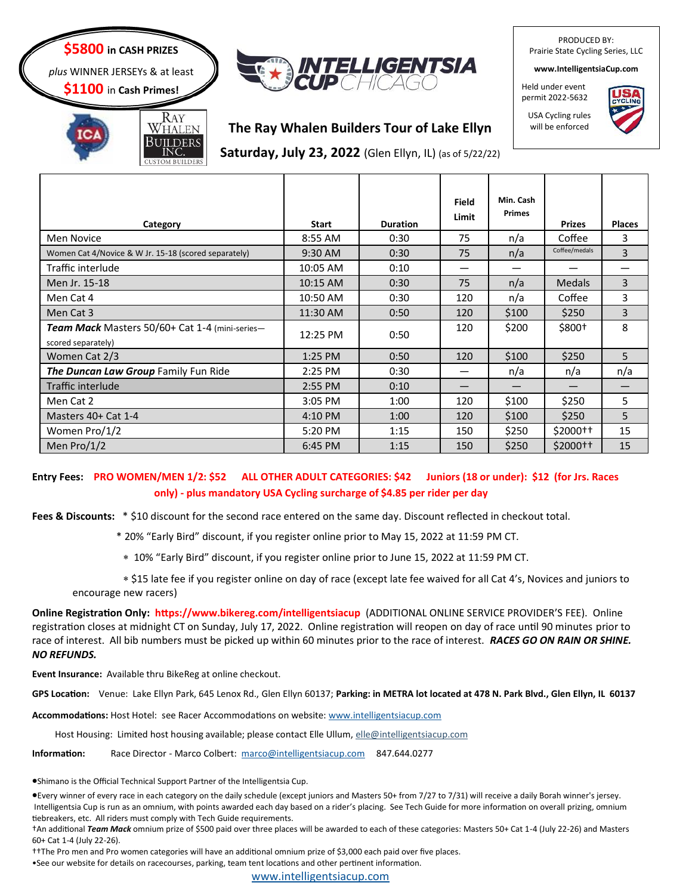**$5800 in CASH PRIZES**

*plus* WINNER JERSEYs & at least

**$1100 in Cash Primes!**

# INTELLIGENTSIA CUP CHICAGO

PRODUCED BY:
Prairie State Cycling Series, LLC

**www.IntelligentsiaCup.com**

Held under event permit 2022-5632

USA Cycling rules will be enforced

RAY WHALEN BUILDERS INC. CUSTOM BUILDERS

## The Ray Whalen Builders Tour of Lake Ellyn

**Saturday, July 23, 2022** (Glen Ellyn, IL) (as of 5/22/22)

| Category | Start | Duration | Field Limit | Min. Cash Primes | Prizes | Places |
|---|---|---|---|---|---|---|
| Men Novice | 8:55 AM | 0:30 | 75 | n/a | Coffee | 3 |
| Women Cat 4/Novice & W Jr. 15-18 (scored separately) | 9:30 AM | 0:30 | 75 | n/a | Coffee/medals | 3 |
| Traffic interlude | 10:05 AM | 0:10 | — | — | — | — |
| Men Jr. 15-18 | 10:15 AM | 0:30 | 75 | n/a | Medals | 3 |
| Men Cat 4 | 10:50 AM | 0:30 | 120 | n/a | Coffee | 3 |
| Men Cat 3 | 11:30 AM | 0:50 | 120 | $100 | $250 | 3 |
| ***Team Mack*** Masters 50/60+ Cat 1-4 (mini-series—scored separately) | 12:25 PM | 0:50 | 120 | $200 | $800† | 8 |
| Women Cat 2/3 | 1:25 PM | 0:50 | 120 | $100 | $250 | 5 |
| ***The Duncan Law Group*** Family Fun Ride | 2:25 PM | 0:30 | — | n/a | n/a | n/a |
| Traffic interlude | 2:55 PM | 0:10 | — | — | — | — |
| Men Cat 2 | 3:05 PM | 1:00 | 120 | $100 | $250 | 5 |
| Masters 40+ Cat 1-4 | 4:10 PM | 1:00 | 120 | $100 | $250 | 5 |
| Women Pro/1/2 | 5:20 PM | 1:15 | 150 | $250 | $2000†† | 15 |
| Men Pro/1/2 | 6:45 PM | 1:15 | 150 | $250 | $2000†† | 15 |

**Entry Fees:** **PRO WOMEN/MEN 1/2: $52 ALL OTHER ADULT CATEGORIES: $42 Juniors (18 or under): $12 (for Jrs. Races only) - plus mandatory USA Cycling surcharge of $4.85 per rider per day**

**Fees & Discounts:** * $10 discount for the second race entered on the same day. Discount reflected in checkout total.

* 20% "Early Bird" discount, if you register online prior to May 15, 2022 at 11:59 PM CT.

* 10% "Early Bird" discount, if you register online prior to June 15, 2022 at 11:59 PM CT.

* $15 late fee if you register online on day of race (except late fee waived for all Cat 4's, Novices and juniors to encourage new racers)

**Online Registration Only: https://www.bikereg.com/intelligentsiacup** (ADDITIONAL ONLINE SERVICE PROVIDER'S FEE). Online registration closes at midnight CT on Sunday, July 17, 2022. Online registration will reopen on day of race until 90 minutes prior to race of interest. All bib numbers must be picked up within 60 minutes prior to the race of interest. ***RACES GO ON RAIN OR SHINE. NO REFUNDS.***

**Event Insurance:** Available thru BikeReg at online checkout.

**GPS Location:** Venue: Lake Ellyn Park, 645 Lenox Rd., Glen Ellyn 60137; **Parking: in METRA lot located at 478 N. Park Blvd., Glen Ellyn, IL 60137**

**Accommodations:** Host Hotel: see Racer Accommodations on website: www.intelligentsiacup.com

Host Housing: Limited host housing available; please contact Elle Ullum, elle@intelligentsiacup.com

**Information:** Race Director - Marco Colbert: marco@intelligentsiacup.com 847.644.0277

- Shimano is the Official Technical Support Partner of the Intelligentsia Cup.
- Every winner of every race in each category on the daily schedule (except juniors and Masters 50+ from 7/27 to 7/31) will receive a daily Borah winner's jersey. Intelligentsia Cup is run as an omnium, with points awarded each day based on a rider's placing. See Tech Guide for more information on overall prizing, omnium tiebreakers, etc. All riders must comply with Tech Guide requirements.

†An additional ***Team Mack*** omnium prize of $500 paid over three places will be awarded to each of these categories: Masters 50+ Cat 1-4 (July 22-26) and Masters 60+ Cat 1-4 (July 22-26).

††The Pro men and Pro women categories will have an additional omnium prize of $3,000 each paid over five places.

- See our website for details on racecourses, parking, team tent locations and other pertinent information.

www.intelligentsiacup.com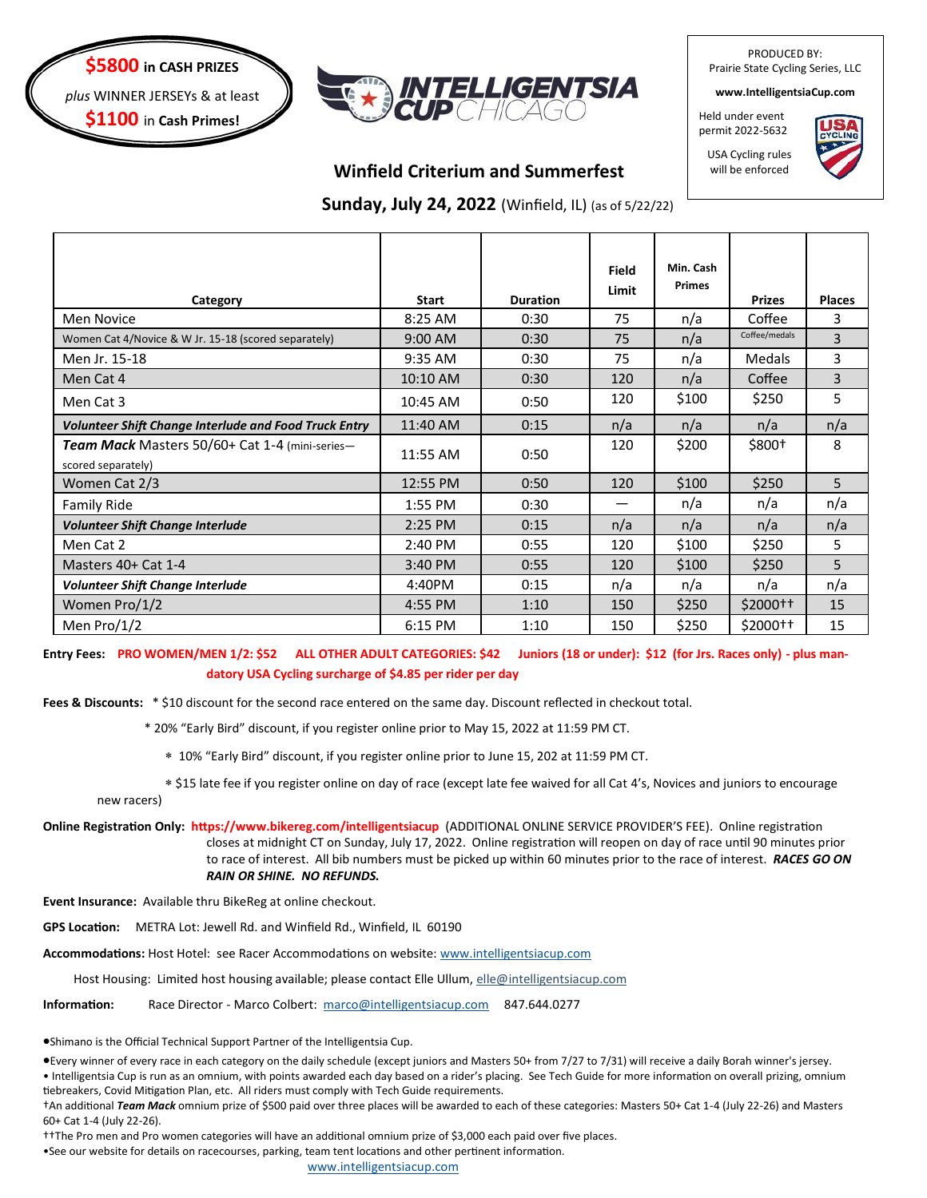**$5800** in **CASH PRIZES**

*plus* WINNER JERSEYs & at least

**$1100** in **Cash Primes!**

INTELLIGENTSIA CUP CHICAGO

PRODUCED BY:
Prairie State Cycling Series, LLC

**www.IntelligentsiaCup.com**

Held under event permit 2022-5632

USA Cycling rules will be enforced

## Winfield Criterium and Summerfest

### Sunday, July 24, 2022 (Winfield, IL) (as of 5/22/22)

| Category | Start | Duration | Field Limit | Min. Cash Primes | Prizes | Places |
|---|---|---|---|---|---|---|
| Men Novice | 8:25 AM | 0:30 | 75 | n/a | Coffee | 3 |
| Women Cat 4/Novice & W Jr. 15-18 (scored separately) | 9:00 AM | 0:30 | 75 | n/a | Coffee/medals | 3 |
| Men Jr. 15-18 | 9:35 AM | 0:30 | 75 | n/a | Medals | 3 |
| Men Cat 4 | 10:10 AM | 0:30 | 120 | n/a | Coffee | 3 |
| Men Cat 3 | 10:45 AM | 0:50 | 120 | $100 | $250 | 5 |
| ***Volunteer Shift Change Interlude and Food Truck Entry*** | 11:40 AM | 0:15 | n/a | n/a | n/a | n/a |
| ***Team Mack*** Masters 50/60+ Cat 1-4 (mini-series—scored separately) | 11:55 AM | 0:50 | 120 | $200 | $800† | 8 |
| Women Cat 2/3 | 12:55 PM | 0:50 | 120 | $100 | $250 | 5 |
| Family Ride | 1:55 PM | 0:30 | — | n/a | n/a | n/a |
| ***Volunteer Shift Change Interlude*** | 2:25 PM | 0:15 | n/a | n/a | n/a | n/a |
| Men Cat 2 | 2:40 PM | 0:55 | 120 | $100 | $250 | 5 |
| Masters 40+ Cat 1-4 | 3:40 PM | 0:55 | 120 | $100 | $250 | 5 |
| ***Volunteer Shift Change Interlude*** | 4:40PM | 0:15 | n/a | n/a | n/a | n/a |
| Women Pro/1/2 | 4:55 PM | 1:10 | 150 | $250 | $2000†† | 15 |
| Men Pro/1/2 | 6:15 PM | 1:10 | 150 | $250 | $2000†† | 15 |

**Entry Fees:** **PRO WOMEN/MEN 1/2: $52 ALL OTHER ADULT CATEGORIES: $42 Juniors (18 or under): $12 (for Jrs. Races only) - plus mandatory USA Cycling surcharge of $4.85 per rider per day**

**Fees & Discounts:**
* $10 discount for the second race entered on the same day. Discount reflected in checkout total.
* 20% "Early Bird" discount, if you register online prior to May 15, 2022 at 11:59 PM CT.
* 10% "Early Bird" discount, if you register online prior to June 15, 202 at 11:59 PM CT.
* $15 late fee if you register online on day of race (except late fee waived for all Cat 4's, Novices and juniors to encourage new racers)

**Online Registration Only:** **https://www.bikereg.com/intelligentsiacup** (ADDITIONAL ONLINE SERVICE PROVIDER'S FEE). Online registration closes at midnight CT on Sunday, July 17, 2022. Online registration will reopen on day of race until 90 minutes prior to race of interest. All bib numbers must be picked up within 60 minutes prior to the race of interest. ***RACES GO ON RAIN OR SHINE. NO REFUNDS.***

**Event Insurance:** Available thru BikeReg at online checkout.

**GPS Location:** METRA Lot: Jewell Rd. and Winfield Rd., Winfield, IL 60190

**Accommodations:** Host Hotel: see Racer Accommodations on website: www.intelligentsiacup.com

Host Housing: Limited host housing available; please contact Elle Ullum, elle@intelligentsiacup.com

**Information:** Race Director - Marco Colbert: marco@intelligentsiacup.com 847.644.0277

- Shimano is the Official Technical Support Partner of the Intelligentsia Cup.
- Every winner of every race in each category on the daily schedule (except juniors and Masters 50+ from 7/27 to 7/31) will receive a daily Borah winner's jersey.
- Intelligentsia Cup is run as an omnium, with points awarded each day based on a rider's placing. See Tech Guide for more information on overall prizing, omnium tiebreakers, Covid Mitigation Plan, etc. All riders must comply with Tech Guide requirements.

†An additional ***Team Mack*** omnium prize of $500 paid over three places will be awarded to each of these categories: Masters 50+ Cat 1-4 (July 22-26) and Masters 60+ Cat 1-4 (July 22-26).

††The Pro men and Pro women categories will have an additional omnium prize of $3,000 each paid over five places.

- See our website for details on racecourses, parking, team tent locations and other pertinent information.

www.intelligentsiacup.com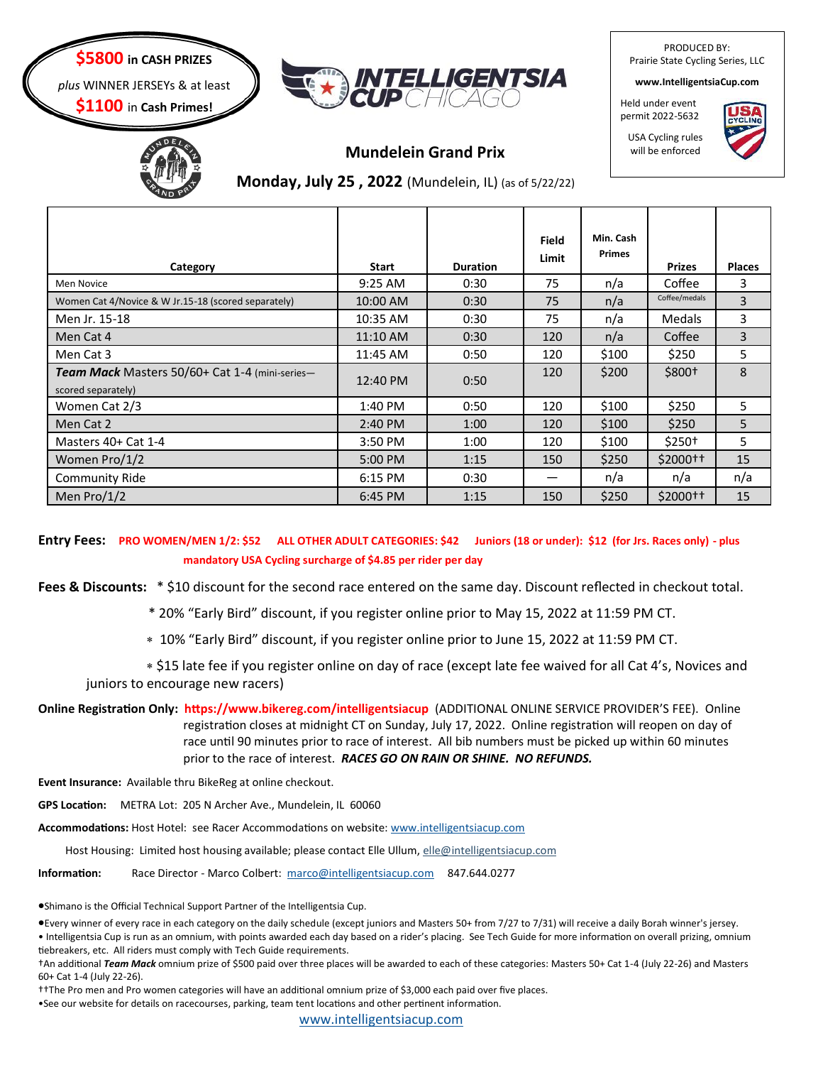**$5800 in CASH PRIZES**
*plus* WINNER JERSEYs & at least
**$1100 in Cash Primes!**

**INTELLIGENTSIA CUP CHICAGO**

PRODUCED BY:
Prairie State Cycling Series, LLC

**www.IntelligentsiaCup.com**

Held under event permit 2022-5632

USA Cycling rules will be enforced

## Mundelein Grand Prix

**Monday, July 25 , 2022** (Mundelein, IL) (as of 5/22/22)

| Category | Start | Duration | Field Limit | Min. Cash Primes | Prizes | Places |
|---|---|---|---|---|---|---|
| Men Novice | 9:25 AM | 0:30 | 75 | n/a | Coffee | 3 |
| Women Cat 4/Novice & W Jr.15-18 (scored separately) | 10:00 AM | 0:30 | 75 | n/a | Coffee/medals | 3 |
| Men Jr. 15-18 | 10:35 AM | 0:30 | 75 | n/a | Medals | 3 |
| Men Cat 4 | 11:10 AM | 0:30 | 120 | n/a | Coffee | 3 |
| Men Cat 3 | 11:45 AM | 0:50 | 120 | $100 | $250 | 5 |
| ***Team Mack*** Masters 50/60+ Cat 1-4 (mini-series—scored separately) | 12:40 PM | 0:50 | 120 | $200 | $800† | 8 |
| Women Cat 2/3 | 1:40 PM | 0:50 | 120 | $100 | $250 | 5 |
| Men Cat 2 | 2:40 PM | 1:00 | 120 | $100 | $250 | 5 |
| Masters 40+ Cat 1-4 | 3:50 PM | 1:00 | 120 | $100 | $250† | 5 |
| Women Pro/1/2 | 5:00 PM | 1:15 | 150 | $250 | $2000†† | 15 |
| Community Ride | 6:15 PM | 0:30 | — | n/a | n/a | n/a |
| Men Pro/1/2 | 6:45 PM | 1:15 | 150 | $250 | $2000†† | 15 |

**Entry Fees:** **PRO WOMEN/MEN 1/2: $52 ALL OTHER ADULT CATEGORIES: $42 Juniors (18 or under): $12 (for Jrs. Races only) - plus mandatory USA Cycling surcharge of $4.85 per rider per day**

**Fees & Discounts:** * $10 discount for the second race entered on the same day. Discount reflected in checkout total.

* 20% "Early Bird" discount, if you register online prior to May 15, 2022 at 11:59 PM CT.

* 10% "Early Bird" discount, if you register online prior to June 15, 2022 at 11:59 PM CT.

* $15 late fee if you register online on day of race (except late fee waived for all Cat 4's, Novices and juniors to encourage new racers)

**Online Registration Only:** **https://www.bikereg.com/intelligentsiacup** (ADDITIONAL ONLINE SERVICE PROVIDER'S FEE). Online registration closes at midnight CT on Sunday, July 17, 2022. Online registration will reopen on day of race until 90 minutes prior to race of interest. All bib numbers must be picked up within 60 minutes prior to the race of interest. ***RACES GO ON RAIN OR SHINE. NO REFUNDS.***

**Event Insurance:** Available thru BikeReg at online checkout.

**GPS Location:** METRA Lot: 205 N Archer Ave., Mundelein, IL 60060

**Accommodations:** Host Hotel: see Racer Accommodations on website: www.intelligentsiacup.com

Host Housing: Limited host housing available; please contact Elle Ullum, elle@intelligentsiacup.com

**Information:** Race Director - Marco Colbert: marco@intelligentsiacup.com 847.644.0277

- Shimano is the Official Technical Support Partner of the Intelligentsia Cup.
- Every winner of every race in each category on the daily schedule (except juniors and Masters 50+ from 7/27 to 7/31) will receive a daily Borah winner's jersey.
- Intelligentsia Cup is run as an omnium, with points awarded each day based on a rider's placing. See Tech Guide for more information on overall prizing, omnium tiebreakers, etc. All riders must comply with Tech Guide requirements.

†An additional ***Team Mack*** omnium prize of $500 paid over three places will be awarded to each of these categories: Masters 50+ Cat 1-4 (July 22-26) and Masters 60+ Cat 1-4 (July 22-26).

††The Pro men and Pro women categories will have an additional omnium prize of $3,000 each paid over five places.

- See our website for details on racecourses, parking, team tent locations and other pertinent information.

www.intelligentsiacup.com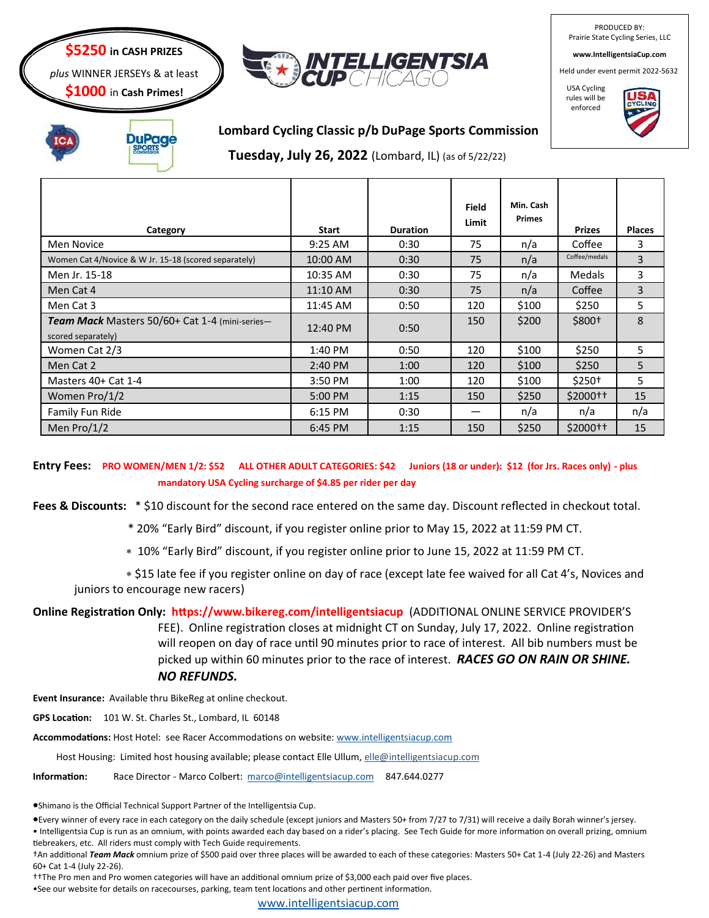**$5250 in CASH PRIZES**

*plus* WINNER JERSEYs & at least

**$1000 in Cash Primes!**

INTELLIGENTSIA CUP CHICAGO

PRODUCED BY:
Prairie State Cycling Series, LLC

**www.IntelligentsiaCup.com**

Held under event permit 2022-5632

USA Cycling rules will be enforced

## Lombard Cycling Classic p/b DuPage Sports Commission

**Tuesday, July 26, 2022** (Lombard, IL) (as of 5/22/22)

| Category | Start | Duration | Field Limit | Min. Cash Primes | Prizes | Places |
|---|---|---|---|---|---|---|
| Men Novice | 9:25 AM | 0:30 | 75 | n/a | Coffee | 3 |
| Women Cat 4/Novice & W Jr. 15-18 (scored separately) | 10:00 AM | 0:30 | 75 | n/a | Coffee/medals | 3 |
| Men Jr. 15-18 | 10:35 AM | 0:30 | 75 | n/a | Medals | 3 |
| Men Cat 4 | 11:10 AM | 0:30 | 75 | n/a | Coffee | 3 |
| Men Cat 3 | 11:45 AM | 0:50 | 120 | $100 | $250 | 5 |
| ***Team Mack*** Masters 50/60+ Cat 1-4 (mini-series—scored separately) | 12:40 PM | 0:50 | 150 | $200 | $800† | 8 |
| Women Cat 2/3 | 1:40 PM | 0:50 | 120 | $100 | $250 | 5 |
| Men Cat 2 | 2:40 PM | 1:00 | 120 | $100 | $250 | 5 |
| Masters 40+ Cat 1-4 | 3:50 PM | 1:00 | 120 | $100 | $250† | 5 |
| Women Pro/1/2 | 5:00 PM | 1:15 | 150 | $250 | $2000†† | 15 |
| Family Fun Ride | 6:15 PM | 0:30 | — | n/a | n/a | n/a |
| Men Pro/1/2 | 6:45 PM | 1:15 | 150 | $250 | $2000†† | 15 |

**Entry Fees:** **PRO WOMEN/MEN 1/2: $52 ALL OTHER ADULT CATEGORIES: $42 Juniors (18 or under): $12 (for Jrs. Races only) - plus mandatory USA Cycling surcharge of $4.85 per rider per day**

**Fees & Discounts:** * $10 discount for the second race entered on the same day. Discount reflected in checkout total.

* 20% "Early Bird" discount, if you register online prior to May 15, 2022 at 11:59 PM CT.

* 10% "Early Bird" discount, if you register online prior to June 15, 2022 at 11:59 PM CT.

* $15 late fee if you register online on day of race (except late fee waived for all Cat 4's, Novices and juniors to encourage new racers)

**Online Registration Only: https://www.bikereg.com/intelligentsiacup** (ADDITIONAL ONLINE SERVICE PROVIDER'S FEE). Online registration closes at midnight CT on Sunday, July 17, 2022. Online registration will reopen on day of race until 90 minutes prior to race of interest. All bib numbers must be picked up within 60 minutes prior to the race of interest. ***RACES GO ON RAIN OR SHINE. NO REFUNDS.***

**Event Insurance:** Available thru BikeReg at online checkout.

**GPS Location:** 101 W. St. Charles St., Lombard, IL 60148

**Accommodations:** Host Hotel: see Racer Accommodations on website: www.intelligentsiacup.com

Host Housing: Limited host housing available; please contact Elle Ullum, elle@intelligentsiacup.com

**Information:** Race Director - Marco Colbert: marco@intelligentsiacup.com 847.644.0277

- Shimano is the Official Technical Support Partner of the Intelligentsia Cup.
- Every winner of every race in each category on the daily schedule (except juniors and Masters 50+ from 7/27 to 7/31) will receive a daily Borah winner's jersey.
- Intelligentsia Cup is run as an omnium, with points awarded each day based on a rider's placing. See Tech Guide for more information on overall prizing, omnium tiebreakers, etc. All riders must comply with Tech Guide requirements.

†An additional ***Team Mack*** omnium prize of $500 paid over three places will be awarded to each of these categories: Masters 50+ Cat 1-4 (July 22-26) and Masters 60+ Cat 1-4 (July 22-26).

††The Pro men and Pro women categories will have an additional omnium prize of $3,000 each paid over five places.

- See our website for details on racecourses, parking, team tent locations and other pertinent information.

www.intelligentsiacup.com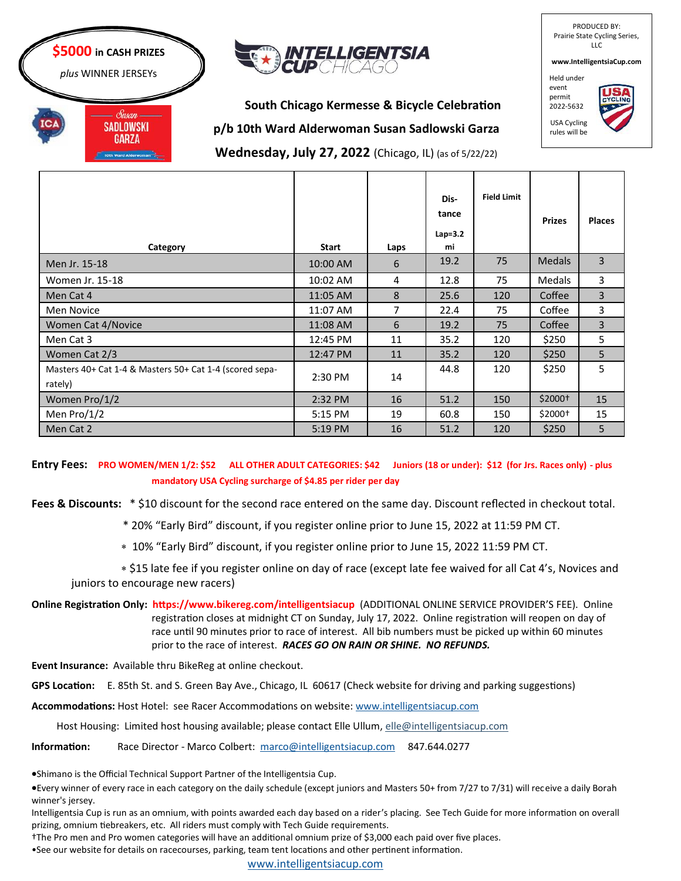**$5000 in CASH PRIZES**
*plus* WINNER JERSEYs

INTELLIGENTSIA CUP CHICAGO

PRODUCED BY:
Prairie State Cycling Series, LLC

**www.IntelligentsiaCup.com**

Held under event permit 2022-5632

USA Cycling rules will be

## South Chicago Kermesse & Bicycle Celebration
## p/b 10th Ward Alderwoman Susan Sadlowski Garza
## Wednesday, July 27, 2022 (Chicago, IL) (as of 5/22/22)

| Category | Start | Laps | Distance Lap=3.2 mi | Field Limit | Prizes | Places |
|---|---|---|---|---|---|---|
| Men Jr. 15-18 | 10:00 AM | 6 | 19.2 | 75 | Medals | 3 |
| Women Jr. 15-18 | 10:02 AM | 4 | 12.8 | 75 | Medals | 3 |
| Men Cat 4 | 11:05 AM | 8 | 25.6 | 120 | Coffee | 3 |
| Men Novice | 11:07 AM | 7 | 22.4 | 75 | Coffee | 3 |
| Women Cat 4/Novice | 11:08 AM | 6 | 19.2 | 75 | Coffee | 3 |
| Men Cat 3 | 12:45 PM | 11 | 35.2 | 120 | $250 | 5 |
| Women Cat 2/3 | 12:47 PM | 11 | 35.2 | 120 | $250 | 5 |
| Masters 40+ Cat 1-4 & Masters 50+ Cat 1-4 (scored separately) | 2:30 PM | 14 | 44.8 | 120 | $250 | 5 |
| Women Pro/1/2 | 2:32 PM | 16 | 51.2 | 150 | $2000† | 15 |
| Men Pro/1/2 | 5:15 PM | 19 | 60.8 | 150 | $2000† | 15 |
| Men Cat 2 | 5:19 PM | 16 | 51.2 | 120 | $250 | 5 |

**Entry Fees:** **PRO WOMEN/MEN 1/2: $52 ALL OTHER ADULT CATEGORIES: $42 Juniors (18 or under): $12 (for Jrs. Races only) - plus mandatory USA Cycling surcharge of $4.85 per rider per day**

**Fees & Discounts:**

* $10 discount for the second race entered on the same day. Discount reflected in checkout total.
* 20% "Early Bird" discount, if you register online prior to June 15, 2022 at 11:59 PM CT.
* 10% "Early Bird" discount, if you register online prior to June 15, 2022 11:59 PM CT.
* $15 late fee if you register online on day of race (except late fee waived for all Cat 4's, Novices and juniors to encourage new racers)

**Online Registration Only:** **https://www.bikereg.com/intelligentsiacup** (ADDITIONAL ONLINE SERVICE PROVIDER'S FEE). Online registration closes at midnight CT on Sunday, July 17, 2022. Online registration will reopen on day of race until 90 minutes prior to race of interest. All bib numbers must be picked up within 60 minutes prior to the race of interest. ***RACES GO ON RAIN OR SHINE. NO REFUNDS.***

**Event Insurance:** Available thru BikeReg at online checkout.

**GPS Location:** E. 85th St. and S. Green Bay Ave., Chicago, IL 60617 (Check website for driving and parking suggestions)

**Accommodations:** Host Hotel: see Racer Accommodations on website: www.intelligentsiacup.com

Host Housing: Limited host housing available; please contact Elle Ullum, elle@intelligentsiacup.com

**Information:** Race Director - Marco Colbert: marco@intelligentsiacup.com 847.644.0277

- Shimano is the Official Technical Support Partner of the Intelligentsia Cup.
- Every winner of every race in each category on the daily schedule (except juniors and Masters 50+ from 7/27 to 7/31) will receive a daily Borah winner's jersey.

Intelligentsia Cup is run as an omnium, with points awarded each day based on a rider's placing. See Tech Guide for more information on overall prizing, omnium tiebreakers, etc. All riders must comply with Tech Guide requirements.

†The Pro men and Pro women categories will have an additional omnium prize of $3,000 each paid over five places.

- See our website for details on racecourses, parking, team tent locations and other pertinent information.

www.intelligentsiacup.com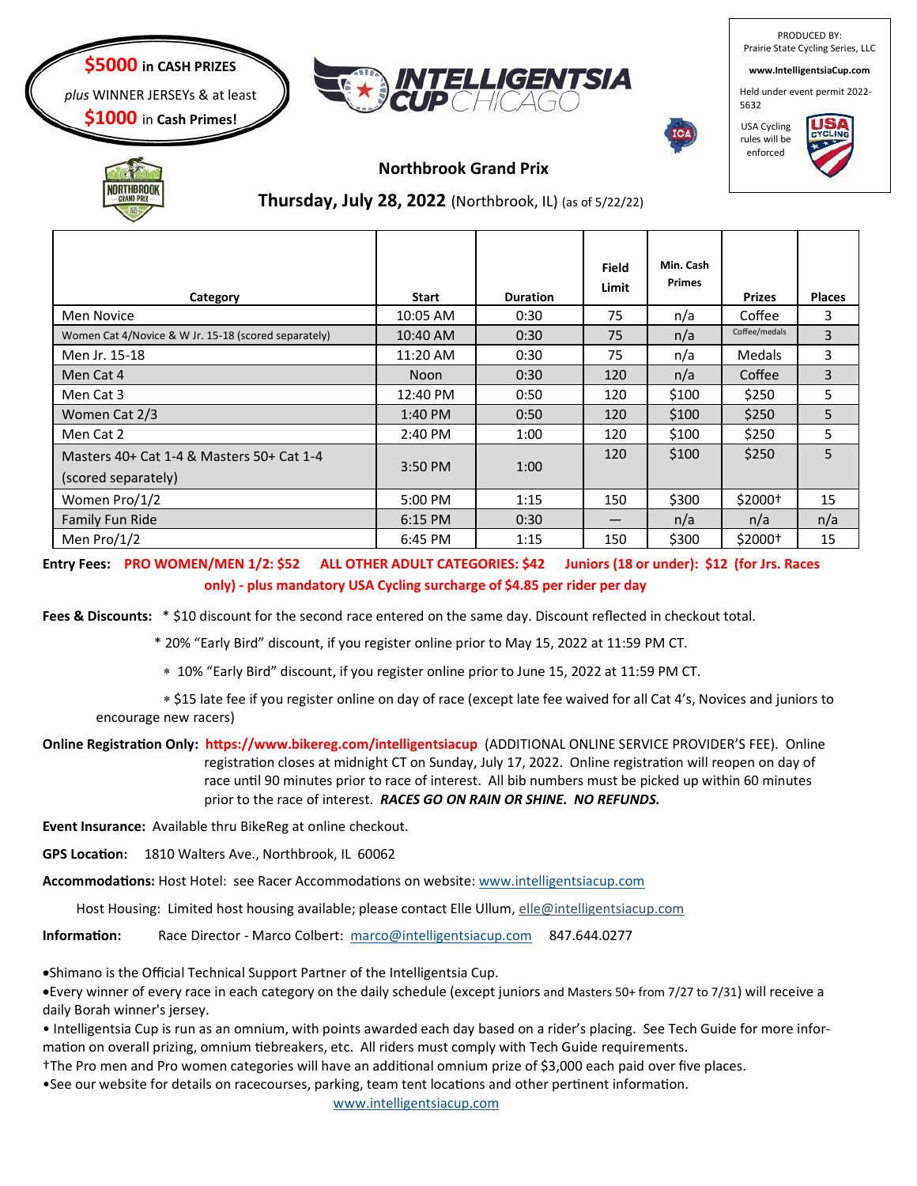**$5000 in CASH PRIZES**

*plus* WINNER JERSEYs & at least

**$1000 in Cash Primes!**

INTELLIGENTSIA CUP CHICAGO

PRODUCED BY:
Prairie State Cycling Series, LLC

**www.IntelligentsiaCup.com**

Held under event permit 2022-5632

USA Cycling rules will be enforced

## Northbrook Grand Prix

## Thursday, July 28, 2022 (Northbrook, IL) (as of 5/22/22)

| Category | Start | Duration | Field Limit | Min. Cash Primes | Prizes | Places |
|---|---|---|---|---|---|---|
| Men Novice | 10:05 AM | 0:30 | 75 | n/a | Coffee | 3 |
| Women Cat 4/Novice & W Jr. 15-18 (scored separately) | 10:40 AM | 0:30 | 75 | n/a | Coffee/medals | 3 |
| Men Jr. 15-18 | 11:20 AM | 0:30 | 75 | n/a | Medals | 3 |
| Men Cat 4 | Noon | 0:30 | 120 | n/a | Coffee | 3 |
| Men Cat 3 | 12:40 PM | 0:50 | 120 | $100 | $250 | 5 |
| Women Cat 2/3 | 1:40 PM | 0:50 | 120 | $100 | $250 | 5 |
| Men Cat 2 | 2:40 PM | 1:00 | 120 | $100 | $250 | 5 |
| Masters 40+ Cat 1-4 & Masters 50+ Cat 1-4 (scored separately) | 3:50 PM | 1:00 | 120 | $100 | $250 | 5 |
| Women Pro/1/2 | 5:00 PM | 1:15 | 150 | $300 | $2000† | 15 |
| Family Fun Ride | 6:15 PM | 0:30 | — | n/a | n/a | n/a |
| Men Pro/1/2 | 6:45 PM | 1:15 | 150 | $300 | $2000† | 15 |

**Entry Fees:** **PRO WOMEN/MEN 1/2: $52 ALL OTHER ADULT CATEGORIES: $42 Juniors (18 or under): $12 (for Jrs. Races only) - plus mandatory USA Cycling surcharge of $4.85 per rider per day**

**Fees & Discounts:** * $10 discount for the second race entered on the same day. Discount reflected in checkout total.

* 20% "Early Bird" discount, if you register online prior to May 15, 2022 at 11:59 PM CT.

* 10% "Early Bird" discount, if you register online prior to June 15, 2022 at 11:59 PM CT.

* $15 late fee if you register online on day of race (except late fee waived for all Cat 4's, Novices and juniors to encourage new racers)

**Online Registration Only: https://www.bikereg.com/intelligentsiacup** (ADDITIONAL ONLINE SERVICE PROVIDER'S FEE). Online registration closes at midnight CT on Sunday, July 17, 2022. Online registration will reopen on day of race until 90 minutes prior to race of interest. All bib numbers must be picked up within 60 minutes prior to the race of interest. ***RACES GO ON RAIN OR SHINE. NO REFUNDS.***

**Event Insurance:** Available thru BikeReg at online checkout.

**GPS Location:** 1810 Walters Ave., Northbrook, IL 60062

**Accommodations:** Host Hotel: see Racer Accommodations on website: www.intelligentsiacup.com

Host Housing: Limited host housing available; please contact Elle Ullum, elle@intelligentsiacup.com

**Information:** Race Director - Marco Colbert: marco@intelligentsiacup.com 847.644.0277

- Shimano is the Official Technical Support Partner of the Intelligentsia Cup.
- Every winner of every race in each category on the daily schedule (except juniors and Masters 50+ from 7/27 to 7/31) will receive a daily Borah winner's jersey.
- Intelligentsia Cup is run as an omnium, with points awarded each day based on a rider's placing. See Tech Guide for more information on overall prizing, omnium tiebreakers, etc. All riders must comply with Tech Guide requirements.

†The Pro men and Pro women categories will have an additional omnium prize of $3,000 each paid over five places.

- See our website for details on racecourses, parking, team tent locations and other pertinent information.

www.intelligentsiacup.com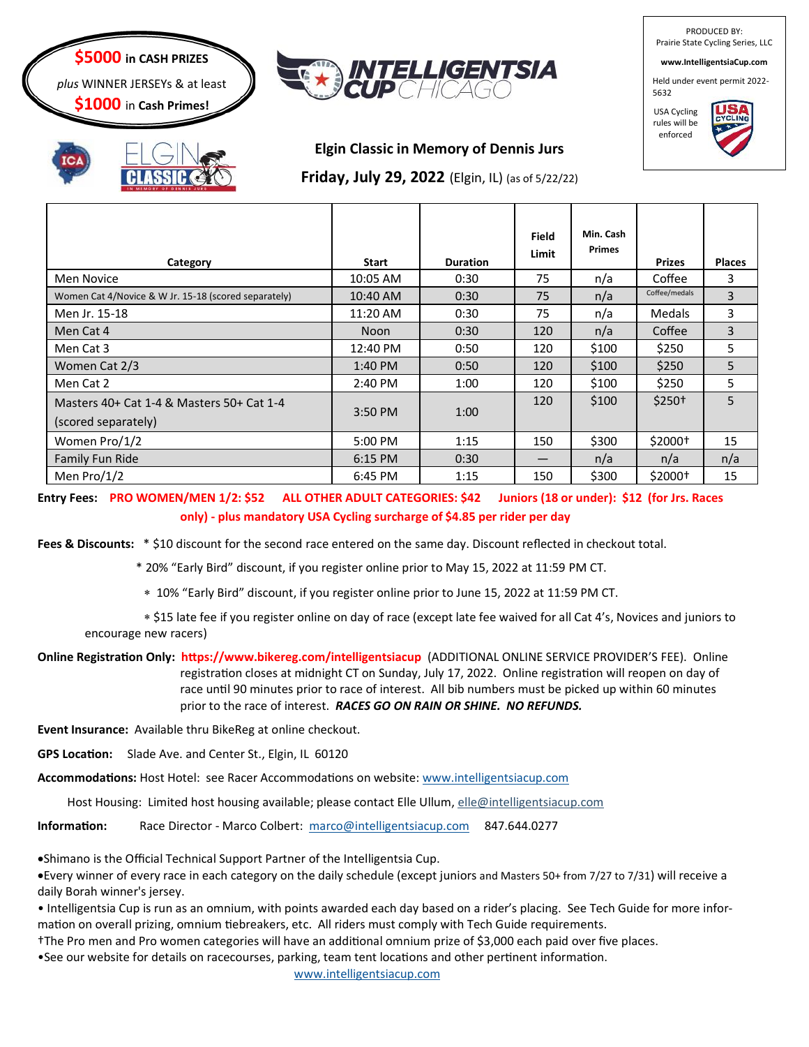**$5000** in **CASH PRIZES**

*plus* WINNER JERSEYs & at least

**$1000** in **Cash Primes!**

INTELLIGENTSIA CUP CHICAGO

PRODUCED BY:
Prairie State Cycling Series, LLC

**www.IntelligentsiaCup.com**

Held under event permit 2022-5632

USA Cycling rules will be enforced

ELGIN CLASSIC IN MEMORY OF DENNIS JURS

## Elgin Classic in Memory of Dennis Jurs

**Friday, July 29, 2022** (Elgin, IL) (as of 5/22/22)

| Category | Start | Duration | Field Limit | Min. Cash Primes | Prizes | Places |
|---|---|---|---|---|---|---|
| Men Novice | 10:05 AM | 0:30 | 75 | n/a | Coffee | 3 |
| Women Cat 4/Novice & W Jr. 15-18 (scored separately) | 10:40 AM | 0:30 | 75 | n/a | Coffee/medals | 3 |
| Men Jr. 15-18 | 11:20 AM | 0:30 | 75 | n/a | Medals | 3 |
| Men Cat 4 | Noon | 0:30 | 120 | n/a | Coffee | 3 |
| Men Cat 3 | 12:40 PM | 0:50 | 120 | $100 | $250 | 5 |
| Women Cat 2/3 | 1:40 PM | 0:50 | 120 | $100 | $250 | 5 |
| Men Cat 2 | 2:40 PM | 1:00 | 120 | $100 | $250 | 5 |
| Masters 40+ Cat 1-4 & Masters 50+ Cat 1-4 (scored separately) | 3:50 PM | 1:00 | 120 | $100 | $250† | 5 |
| Women Pro/1/2 | 5:00 PM | 1:15 | 150 | $300 | $2000† | 15 |
| Family Fun Ride | 6:15 PM | 0:30 | — | n/a | n/a | n/a |
| Men Pro/1/2 | 6:45 PM | 1:15 | 150 | $300 | $2000† | 15 |

**Entry Fees:** **PRO WOMEN/MEN 1/2: $52** **ALL OTHER ADULT CATEGORIES: $42** **Juniors (18 or under): $12 (for Jrs. Races only) - plus mandatory USA Cycling surcharge of $4.85 per rider per day**

**Fees & Discounts:** * $10 discount for the second race entered on the same day. Discount reflected in checkout total.

* 20% "Early Bird" discount, if you register online prior to May 15, 2022 at 11:59 PM CT.

* 10% "Early Bird" discount, if you register online prior to June 15, 2022 at 11:59 PM CT.

* $15 late fee if you register online on day of race (except late fee waived for all Cat 4's, Novices and juniors to encourage new racers)

**Online Registration Only:** **https://www.bikereg.com/intelligentsiacup** (ADDITIONAL ONLINE SERVICE PROVIDER'S FEE). Online registration closes at midnight CT on Sunday, July 17, 2022. Online registration will reopen on day of race until 90 minutes prior to race of interest. All bib numbers must be picked up within 60 minutes prior to the race of interest. ***RACES GO ON RAIN OR SHINE. NO REFUNDS.***

**Event Insurance:** Available thru BikeReg at online checkout.

**GPS Location:** Slade Ave. and Center St., Elgin, IL 60120

**Accommodations:** Host Hotel: see Racer Accommodations on website: www.intelligentsiacup.com

Host Housing: Limited host housing available; please contact Elle Ullum, elle@intelligentsiacup.com

**Information:** Race Director - Marco Colbert: marco@intelligentsiacup.com 847.644.0277

- Shimano is the Official Technical Support Partner of the Intelligentsia Cup.
- Every winner of every race in each category on the daily schedule (except juniors and Masters 50+ from 7/27 to 7/31) will receive a daily Borah winner's jersey.
- Intelligentsia Cup is run as an omnium, with points awarded each day based on a rider's placing. See Tech Guide for more information on overall prizing, omnium tiebreakers, etc. All riders must comply with Tech Guide requirements.

†The Pro men and Pro women categories will have an additional omnium prize of $3,000 each paid over five places.

- See our website for details on racecourses, parking, team tent locations and other pertinent information.

www.intelligentsiacup.com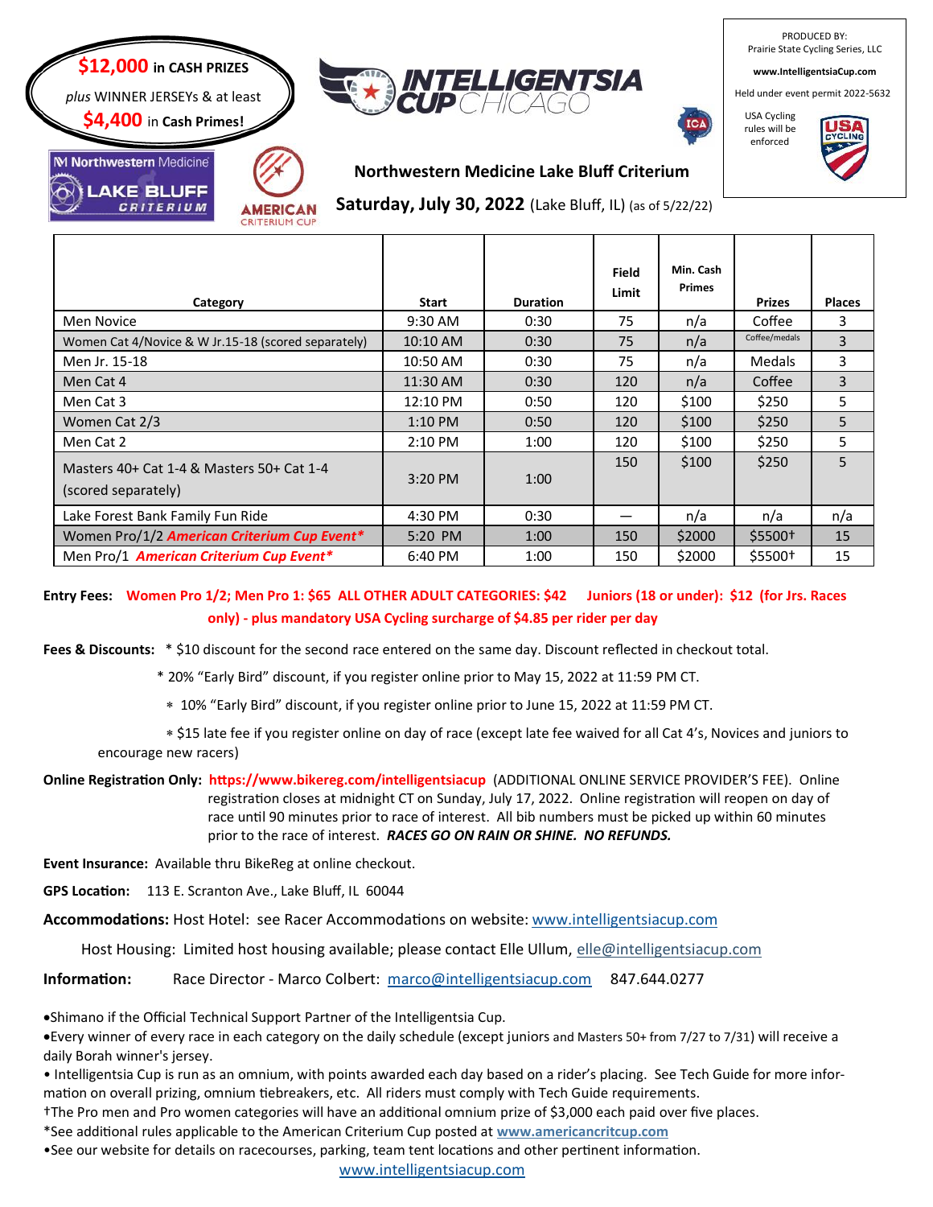**$12,000** in **CASH PRIZES**

*plus* WINNER JERSEYs & at least

**$4,400** in **Cash Primes!**

INTELLIGENTSIA CUP CHICAGO

PRODUCED BY:
Prairie State Cycling Series, LLC

**www.IntelligentsiaCup.com**

Held under event permit 2022-5632

USA Cycling rules will be enforced

Northwestern Medicine LAKE BLUFF CRITERIUM

AMERICAN CRITERIUM CUP

## Northwestern Medicine Lake Bluff Criterium

**Saturday, July 30, 2022** (Lake Bluff, IL) (as of 5/22/22)

| Category | Start | Duration | Field Limit | Min. Cash Primes | Prizes | Places |
|---|---|---|---|---|---|---|
| Men Novice | 9:30 AM | 0:30 | 75 | n/a | Coffee | 3 |
| Women Cat 4/Novice & W Jr.15-18 (scored separately) | 10:10 AM | 0:30 | 75 | n/a | Coffee/medals | 3 |
| Men Jr. 15-18 | 10:50 AM | 0:30 | 75 | n/a | Medals | 3 |
| Men Cat 4 | 11:30 AM | 0:30 | 120 | n/a | Coffee | 3 |
| Men Cat 3 | 12:10 PM | 0:50 | 120 | $100 | $250 | 5 |
| Women Cat 2/3 | 1:10 PM | 0:50 | 120 | $100 | $250 | 5 |
| Men Cat 2 | 2:10 PM | 1:00 | 120 | $100 | $250 | 5 |
| Masters 40+ Cat 1-4 & Masters 50+ Cat 1-4 (scored separately) | 3:20 PM | 1:00 | 150 | $100 | $250 | 5 |
| Lake Forest Bank Family Fun Ride | 4:30 PM | 0:30 | — | n/a | n/a | n/a |
| Women Pro/1/2 ***American Criterium Cup Event**** | 5:20 PM | 1:00 | 150 | $2000 | $5500† | 15 |
| Men Pro/1 ***American Criterium Cup Event**** | 6:40 PM | 1:00 | 150 | $2000 | $5500† | 15 |

**Entry Fees:** **Women Pro 1/2; Men Pro 1: $65 ALL OTHER ADULT CATEGORIES: $42 Juniors (18 or under): $12 (for Jrs. Races only) - plus mandatory USA Cycling surcharge of $4.85 per rider per day**

**Fees & Discounts:** * $10 discount for the second race entered on the same day. Discount reflected in checkout total.

* 20% "Early Bird" discount, if you register online prior to May 15, 2022 at 11:59 PM CT.

* 10% "Early Bird" discount, if you register online prior to June 15, 2022 at 11:59 PM CT.

* $15 late fee if you register online on day of race (except late fee waived for all Cat 4's, Novices and juniors to encourage new racers)

**Online Registration Only:** **https://www.bikereg.com/intelligentsiacup** (ADDITIONAL ONLINE SERVICE PROVIDER'S FEE). Online registration closes at midnight CT on Sunday, July 17, 2022. Online registration will reopen on day of race until 90 minutes prior to race of interest. All bib numbers must be picked up within 60 minutes prior to the race of interest. ***RACES GO ON RAIN OR SHINE. NO REFUNDS.***

**Event Insurance:** Available thru BikeReg at online checkout.

**GPS Location:** 113 E. Scranton Ave., Lake Bluff, IL 60044

**Accommodations:** Host Hotel: see Racer Accommodations on website: www.intelligentsiacup.com

Host Housing: Limited host housing available; please contact Elle Ullum, elle@intelligentsiacup.com

**Information:** Race Director - Marco Colbert: marco@intelligentsiacup.com 847.644.0277

- Shimano if the Official Technical Support Partner of the Intelligentsia Cup.
- Every winner of every race in each category on the daily schedule (except juniors and Masters 50+ from 7/27 to 7/31) will receive a daily Borah winner's jersey.
- Intelligentsia Cup is run as an omnium, with points awarded each day based on a rider's placing. See Tech Guide for more information on overall prizing, omnium tiebreakers, etc. All riders must comply with Tech Guide requirements.

†The Pro men and Pro women categories will have an additional omnium prize of $3,000 each paid over five places.

*See additional rules applicable to the American Criterium Cup posted at **www.americancritcup.com**

- See our website for details on racecourses, parking, team tent locations and other pertinent information.

www.intelligentsiacup.com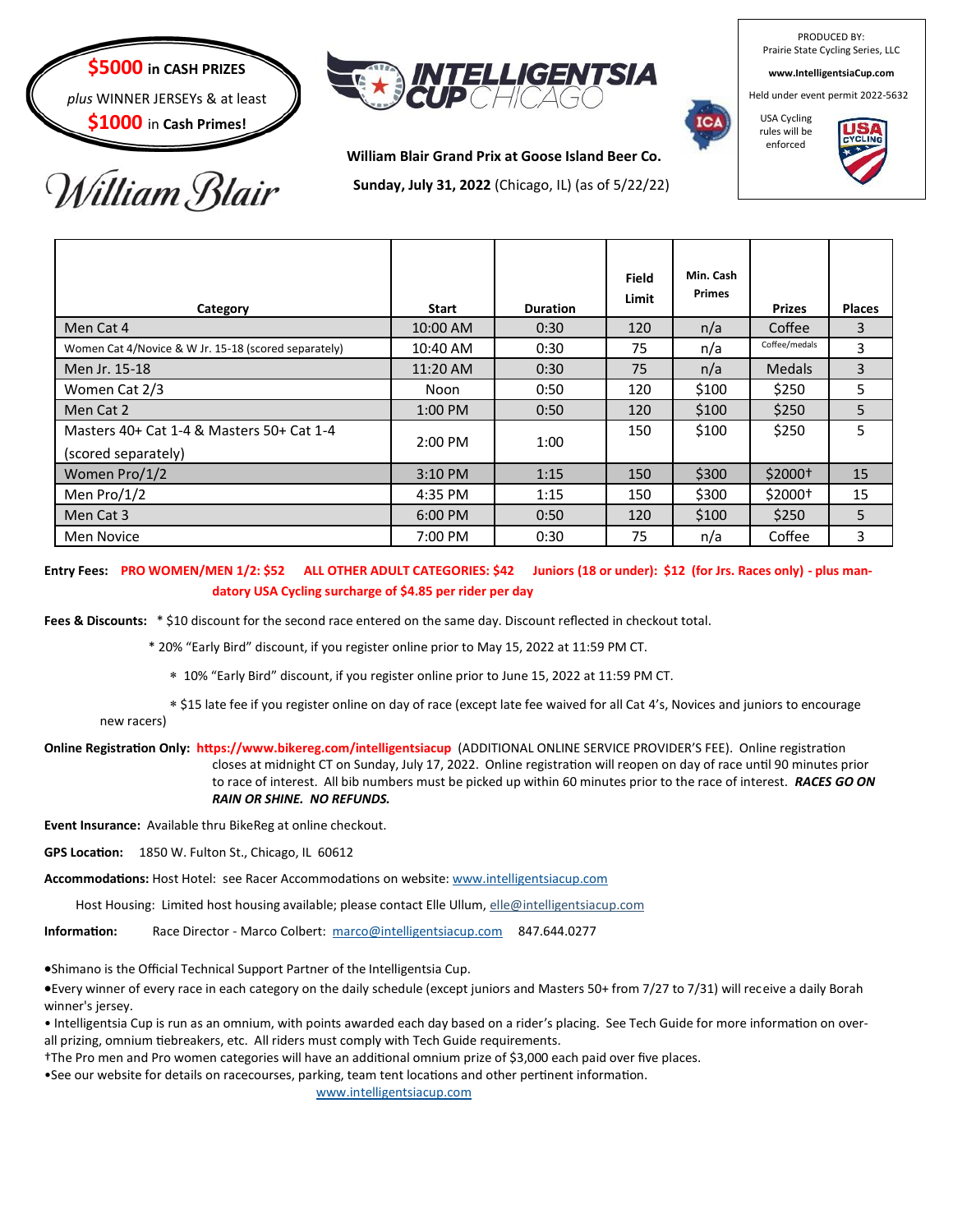**$5000** in CASH PRIZES

*plus* WINNER JERSEYs & at least

**$1000** in **Cash Primes!**

William Blair

INTELLIGENTSIA CUP CHICAGO

**William Blair Grand Prix at Goose Island Beer Co.**

**Sunday, July 31, 2022** (Chicago, IL) (as of 5/22/22)

PRODUCED BY:
Prairie State Cycling Series, LLC

**www.IntelligentsiaCup.com**

Held under event permit 2022-5632

USA Cycling rules will be enforced

| Category | Start | Duration | Field Limit | Min. Cash Primes | Prizes | Places |
|---|---|---|---|---|---|---|
| Men Cat 4 | 10:00 AM | 0:30 | 120 | n/a | Coffee | 3 |
| Women Cat 4/Novice & W Jr. 15-18 (scored separately) | 10:40 AM | 0:30 | 75 | n/a | Coffee/medals | 3 |
| Men Jr. 15-18 | 11:20 AM | 0:30 | 75 | n/a | Medals | 3 |
| Women Cat 2/3 | Noon | 0:50 | 120 | $100 | $250 | 5 |
| Men Cat 2 | 1:00 PM | 0:50 | 120 | $100 | $250 | 5 |
| Masters 40+ Cat 1-4 & Masters 50+ Cat 1-4 (scored separately) | 2:00 PM | 1:00 | 150 | $100 | $250 | 5 |
| Women Pro/1/2 | 3:10 PM | 1:15 | 150 | $300 | $2000† | 15 |
| Men Pro/1/2 | 4:35 PM | 1:15 | 150 | $300 | $2000† | 15 |
| Men Cat 3 | 6:00 PM | 0:50 | 120 | $100 | $250 | 5 |
| Men Novice | 7:00 PM | 0:30 | 75 | n/a | Coffee | 3 |

**Entry Fees:** **PRO WOMEN/MEN 1/2: $52 ALL OTHER ADULT CATEGORIES: $42 Juniors (18 or under): $12 (for Jrs. Races only) - plus mandatory USA Cycling surcharge of $4.85 per rider per day**

**Fees & Discounts:** * $10 discount for the second race entered on the same day. Discount reflected in checkout total.

* 20% "Early Bird" discount, if you register online prior to May 15, 2022 at 11:59 PM CT.

* 10% "Early Bird" discount, if you register online prior to June 15, 2022 at 11:59 PM CT.

* $15 late fee if you register online on day of race (except late fee waived for all Cat 4's, Novices and juniors to encourage new racers)

**Online Registration Only:** **https://www.bikereg.com/intelligentsiacup** (ADDITIONAL ONLINE SERVICE PROVIDER'S FEE). Online registration closes at midnight CT on Sunday, July 17, 2022. Online registration will reopen on day of race until 90 minutes prior to race of interest. All bib numbers must be picked up within 60 minutes prior to the race of interest. ***RACES GO ON RAIN OR SHINE. NO REFUNDS.***

**Event Insurance:** Available thru BikeReg at online checkout.

**GPS Location:** 1850 W. Fulton St., Chicago, IL 60612

**Accommodations:** Host Hotel: see Racer Accommodations on website: www.intelligentsiacup.com

Host Housing: Limited host housing available; please contact Elle Ullum, elle@intelligentsiacup.com

**Information:** Race Director - Marco Colbert: marco@intelligentsiacup.com 847.644.0277

- Shimano is the Official Technical Support Partner of the Intelligentsia Cup.
- Every winner of every race in each category on the daily schedule (except juniors and Masters 50+ from 7/27 to 7/31) will receive a daily Borah winner's jersey.
- Intelligentsia Cup is run as an omnium, with points awarded each day based on a rider's placing. See Tech Guide for more information on overall prizing, omnium tiebreakers, etc. All riders must comply with Tech Guide requirements.

†The Pro men and Pro women categories will have an additional omnium prize of $3,000 each paid over five places.

- See our website for details on racecourses, parking, team tent locations and other pertinent information.

www.intelligentsiacup.com